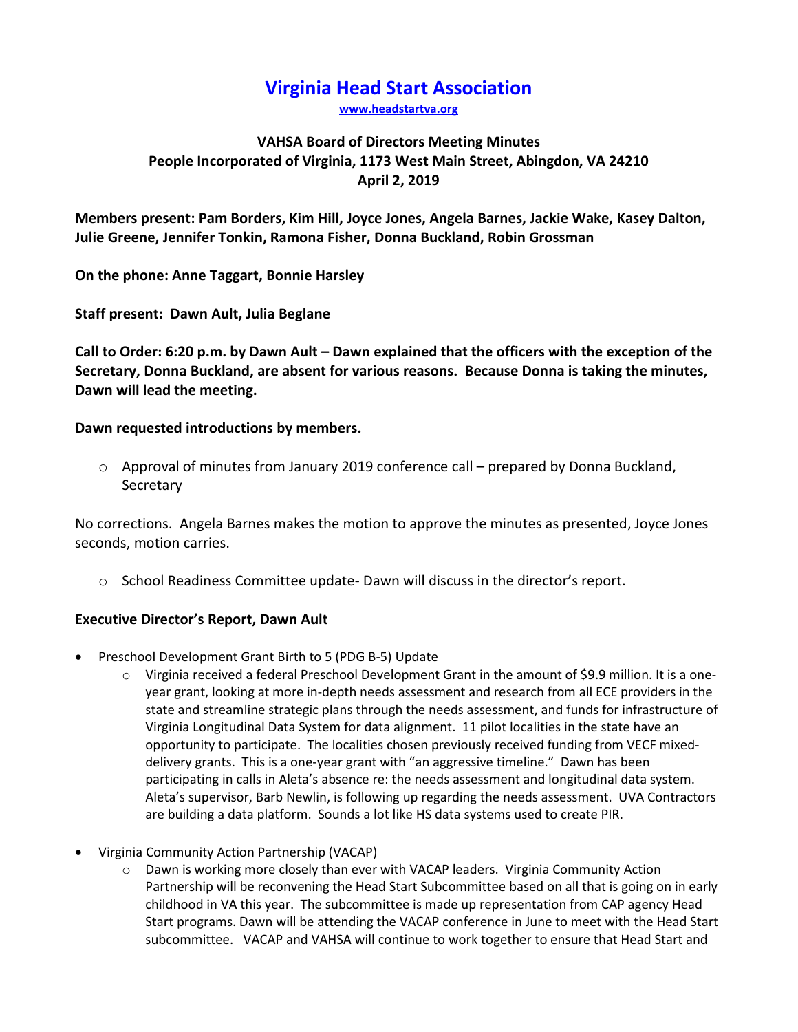# Virginia Head Start Association

www.headstartva.org

## VAHSA Board of Directors Meeting Minutes
## People Incorporated of Virginia, 1173 West Main Street, Abingdon, VA 24210
## April 2, 2019

**Members present: Pam Borders, Kim Hill, Joyce Jones, Angela Barnes, Jackie Wake, Kasey Dalton, Julie Greene, Jennifer Tonkin, Ramona Fisher, Donna Buckland, Robin Grossman**

**On the phone: Anne Taggart, Bonnie Harsley**

**Staff present: Dawn Ault, Julia Beglane**

**Call to Order: 6:20 p.m. by Dawn Ault – Dawn explained that the officers with the exception of the Secretary, Donna Buckland, are absent for various reasons. Because Donna is taking the minutes, Dawn will lead the meeting.**

**Dawn requested introductions by members.**

- Approval of minutes from January 2019 conference call – prepared by Donna Buckland, Secretary

No corrections. Angela Barnes makes the motion to approve the minutes as presented, Joyce Jones seconds, motion carries.

- School Readiness Committee update- Dawn will discuss in the director's report.

### Executive Director's Report, Dawn Ault

- Preschool Development Grant Birth to 5 (PDG B-5) Update
  - Virginia received a federal Preschool Development Grant in the amount of $9.9 million. It is a one-year grant, looking at more in-depth needs assessment and research from all ECE providers in the state and streamline strategic plans through the needs assessment, and funds for infrastructure of Virginia Longitudinal Data System for data alignment. 11 pilot localities in the state have an opportunity to participate. The localities chosen previously received funding from VECF mixed-delivery grants. This is a one-year grant with "an aggressive timeline." Dawn has been participating in calls in Aleta's absence re: the needs assessment and longitudinal data system. Aleta's supervisor, Barb Newlin, is following up regarding the needs assessment. UVA Contractors are building a data platform. Sounds a lot like HS data systems used to create PIR.
- Virginia Community Action Partnership (VACAP)
  - Dawn is working more closely than ever with VACAP leaders. Virginia Community Action Partnership will be reconvening the Head Start Subcommittee based on all that is going on in early childhood in VA this year. The subcommittee is made up representation from CAP agency Head Start programs. Dawn will be attending the VACAP conference in June to meet with the Head Start subcommittee. VACAP and VAHSA will continue to work together to ensure that Head Start and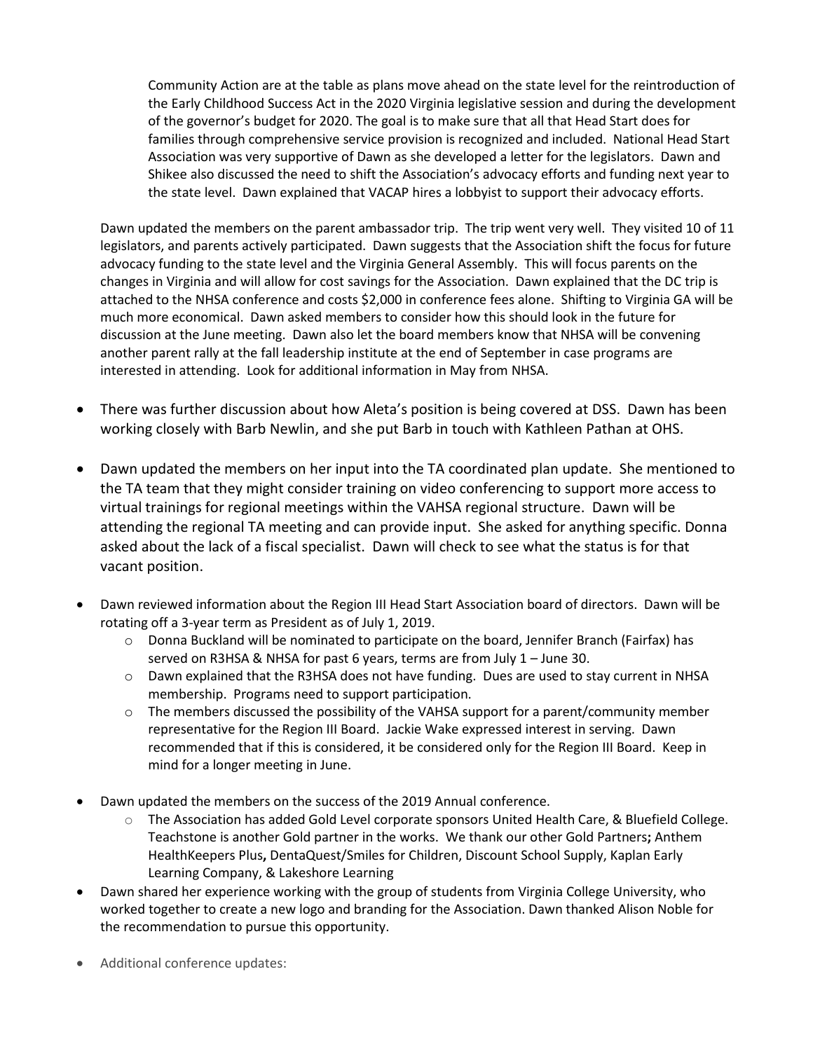Community Action are at the table as plans move ahead on the state level for the reintroduction of the Early Childhood Success Act in the 2020 Virginia legislative session and during the development of the governor's budget for 2020. The goal is to make sure that all that Head Start does for families through comprehensive service provision is recognized and included. National Head Start Association was very supportive of Dawn as she developed a letter for the legislators. Dawn and Shikee also discussed the need to shift the Association's advocacy efforts and funding next year to the state level. Dawn explained that VACAP hires a lobbyist to support their advocacy efforts.

Dawn updated the members on the parent ambassador trip. The trip went very well. They visited 10 of 11 legislators, and parents actively participated. Dawn suggests that the Association shift the focus for future advocacy funding to the state level and the Virginia General Assembly. This will focus parents on the changes in Virginia and will allow for cost savings for the Association. Dawn explained that the DC trip is attached to the NHSA conference and costs $2,000 in conference fees alone. Shifting to Virginia GA will be much more economical. Dawn asked members to consider how this should look in the future for discussion at the June meeting. Dawn also let the board members know that NHSA will be convening another parent rally at the fall leadership institute at the end of September in case programs are interested in attending. Look for additional information in May from NHSA.

- There was further discussion about how Aleta's position is being covered at DSS. Dawn has been working closely with Barb Newlin, and she put Barb in touch with Kathleen Pathan at OHS.
- Dawn updated the members on her input into the TA coordinated plan update. She mentioned to the TA team that they might consider training on video conferencing to support more access to virtual trainings for regional meetings within the VAHSA regional structure. Dawn will be attending the regional TA meeting and can provide input. She asked for anything specific. Donna asked about the lack of a fiscal specialist. Dawn will check to see what the status is for that vacant position.
- Dawn reviewed information about the Region III Head Start Association board of directors. Dawn will be rotating off a 3-year term as President as of July 1, 2019.
  - Donna Buckland will be nominated to participate on the board, Jennifer Branch (Fairfax) has served on R3HSA & NHSA for past 6 years, terms are from July 1 – June 30.
  - Dawn explained that the R3HSA does not have funding. Dues are used to stay current in NHSA membership. Programs need to support participation.
  - The members discussed the possibility of the VAHSA support for a parent/community member representative for the Region III Board. Jackie Wake expressed interest in serving. Dawn recommended that if this is considered, it be considered only for the Region III Board. Keep in mind for a longer meeting in June.
- Dawn updated the members on the success of the 2019 Annual conference.
  - The Association has added Gold Level corporate sponsors United Health Care, & Bluefield College. Teachstone is another Gold partner in the works. We thank our other Gold Partners**;** Anthem HealthKeepers Plus**,** DentaQuest/Smiles for Children, Discount School Supply, Kaplan Early Learning Company, & Lakeshore Learning
- Dawn shared her experience working with the group of students from Virginia College University, who worked together to create a new logo and branding for the Association. Dawn thanked Alison Noble for the recommendation to pursue this opportunity.
- Additional conference updates: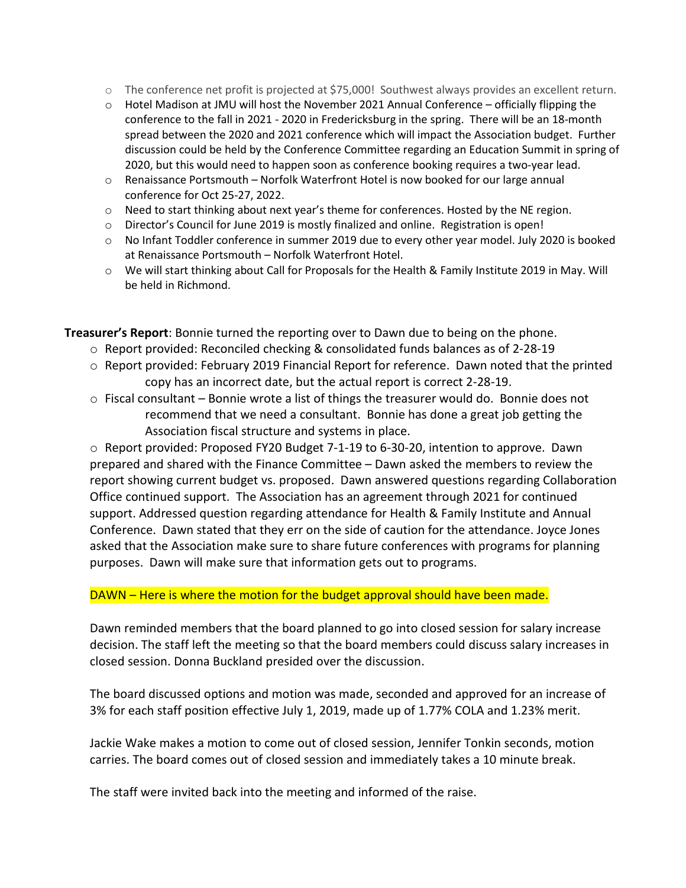- The conference net profit is projected at $75,000! Southwest always provides an excellent return.
- Hotel Madison at JMU will host the November 2021 Annual Conference – officially flipping the conference to the fall in 2021 - 2020 in Fredericksburg in the spring. There will be an 18-month spread between the 2020 and 2021 conference which will impact the Association budget. Further discussion could be held by the Conference Committee regarding an Education Summit in spring of 2020, but this would need to happen soon as conference booking requires a two-year lead.
- Renaissance Portsmouth – Norfolk Waterfront Hotel is now booked for our large annual conference for Oct 25-27, 2022.
- Need to start thinking about next year's theme for conferences. Hosted by the NE region.
- Director's Council for June 2019 is mostly finalized and online. Registration is open!
- No Infant Toddler conference in summer 2019 due to every other year model. July 2020 is booked at Renaissance Portsmouth – Norfolk Waterfront Hotel.
- We will start thinking about Call for Proposals for the Health & Family Institute 2019 in May. Will be held in Richmond.

**Treasurer's Report**: Bonnie turned the reporting over to Dawn due to being on the phone.

- Report provided: Reconciled checking & consolidated funds balances as of 2-28-19
- Report provided: February 2019 Financial Report for reference. Dawn noted that the printed copy has an incorrect date, but the actual report is correct 2-28-19.
- Fiscal consultant – Bonnie wrote a list of things the treasurer would do. Bonnie does not recommend that we need a consultant. Bonnie has done a great job getting the Association fiscal structure and systems in place.
- Report provided: Proposed FY20 Budget 7-1-19 to 6-30-20, intention to approve. Dawn prepared and shared with the Finance Committee – Dawn asked the members to review the report showing current budget vs. proposed. Dawn answered questions regarding Collaboration Office continued support. The Association has an agreement through 2021 for continued support. Addressed question regarding attendance for Health & Family Institute and Annual Conference. Dawn stated that they err on the side of caution for the attendance. Joyce Jones asked that the Association make sure to share future conferences with programs for planning purposes. Dawn will make sure that information gets out to programs.

DAWN – Here is where the motion for the budget approval should have been made.

Dawn reminded members that the board planned to go into closed session for salary increase decision. The staff left the meeting so that the board members could discuss salary increases in closed session. Donna Buckland presided over the discussion.

The board discussed options and motion was made, seconded and approved for an increase of 3% for each staff position effective July 1, 2019, made up of 1.77% COLA and 1.23% merit.

Jackie Wake makes a motion to come out of closed session, Jennifer Tonkin seconds, motion carries. The board comes out of closed session and immediately takes a 10 minute break.

The staff were invited back into the meeting and informed of the raise.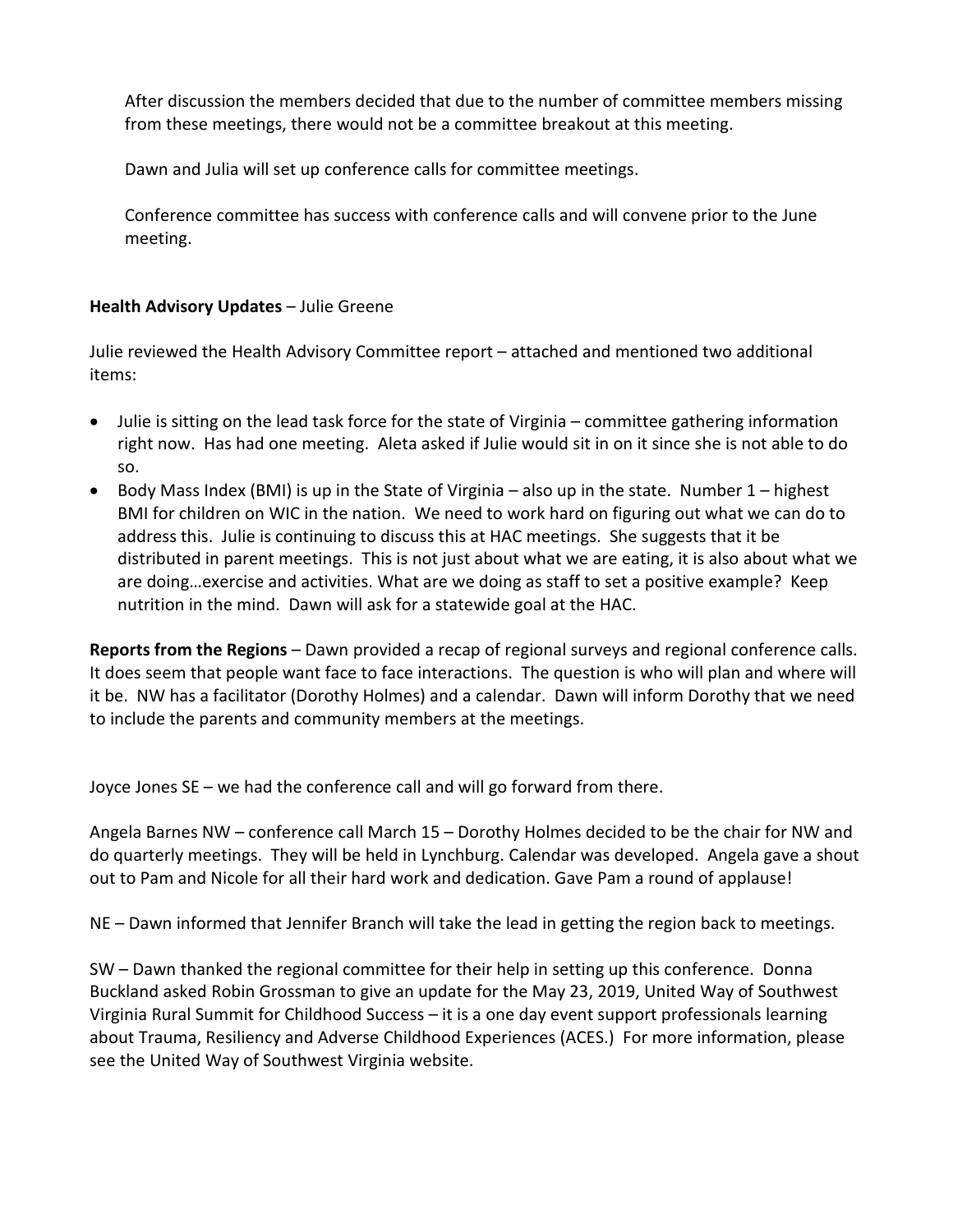After discussion the members decided that due to the number of committee members missing from these meetings, there would not be a committee breakout at this meeting.

Dawn and Julia will set up conference calls for committee meetings.

Conference committee has success with conference calls and will convene prior to the June meeting.

**Health Advisory Updates** – Julie Greene

Julie reviewed the Health Advisory Committee report – attached and mentioned two additional items:

- Julie is sitting on the lead task force for the state of Virginia – committee gathering information right now. Has had one meeting. Aleta asked if Julie would sit in on it since she is not able to do so.
- Body Mass Index (BMI) is up in the State of Virginia – also up in the state. Number 1 – highest BMI for children on WIC in the nation. We need to work hard on figuring out what we can do to address this. Julie is continuing to discuss this at HAC meetings. She suggests that it be distributed in parent meetings. This is not just about what we are eating, it is also about what we are doing…exercise and activities. What are we doing as staff to set a positive example? Keep nutrition in the mind. Dawn will ask for a statewide goal at the HAC.

**Reports from the Regions** – Dawn provided a recap of regional surveys and regional conference calls. It does seem that people want face to face interactions. The question is who will plan and where will it be. NW has a facilitator (Dorothy Holmes) and a calendar. Dawn will inform Dorothy that we need to include the parents and community members at the meetings.

Joyce Jones SE – we had the conference call and will go forward from there.

Angela Barnes NW – conference call March 15 – Dorothy Holmes decided to be the chair for NW and do quarterly meetings. They will be held in Lynchburg. Calendar was developed. Angela gave a shout out to Pam and Nicole for all their hard work and dedication. Gave Pam a round of applause!

NE – Dawn informed that Jennifer Branch will take the lead in getting the region back to meetings.

SW – Dawn thanked the regional committee for their help in setting up this conference. Donna Buckland asked Robin Grossman to give an update for the May 23, 2019, United Way of Southwest Virginia Rural Summit for Childhood Success – it is a one day event support professionals learning about Trauma, Resiliency and Adverse Childhood Experiences (ACES.) For more information, please see the United Way of Southwest Virginia website.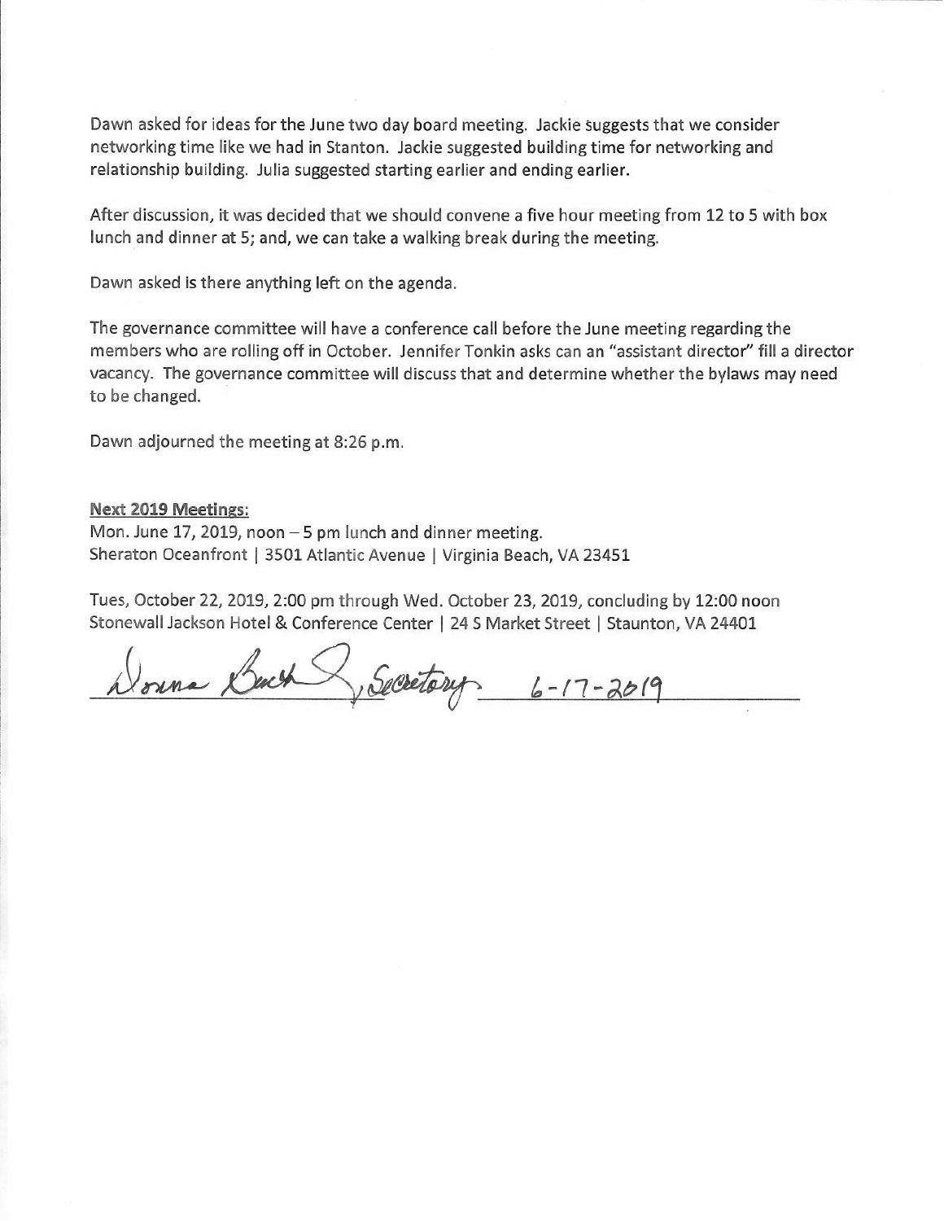Dawn asked for ideas for the June two day board meeting. Jackie suggests that we consider networking time like we had in Stanton. Jackie suggested building time for networking and relationship building. Julia suggested starting earlier and ending earlier.

After discussion, it was decided that we should convene a five hour meeting from 12 to 5 with box lunch and dinner at 5; and, we can take a walking break during the meeting.

Dawn asked is there anything left on the agenda.

The governance committee will have a conference call before the June meeting regarding the members who are rolling off in October. Jennifer Tonkin asks can an "assistant director" fill a director vacancy. The governance committee will discuss that and determine whether the bylaws may need to be changed.

Dawn adjourned the meeting at 8:26 p.m.

**Next 2019 Meetings:**

Mon. June 17, 2019, noon – 5 pm lunch and dinner meeting.
Sheraton Oceanfront | 3501 Atlantic Avenue | Virginia Beach, VA 23451

Tues, October 22, 2019, 2:00 pm through Wed. October 23, 2019, concluding by 12:00 noon
Stonewall Jackson Hotel & Conference Center | 24 S Market Street | Staunton, VA 24401

Donna Bush, Secretary 6-17-2019